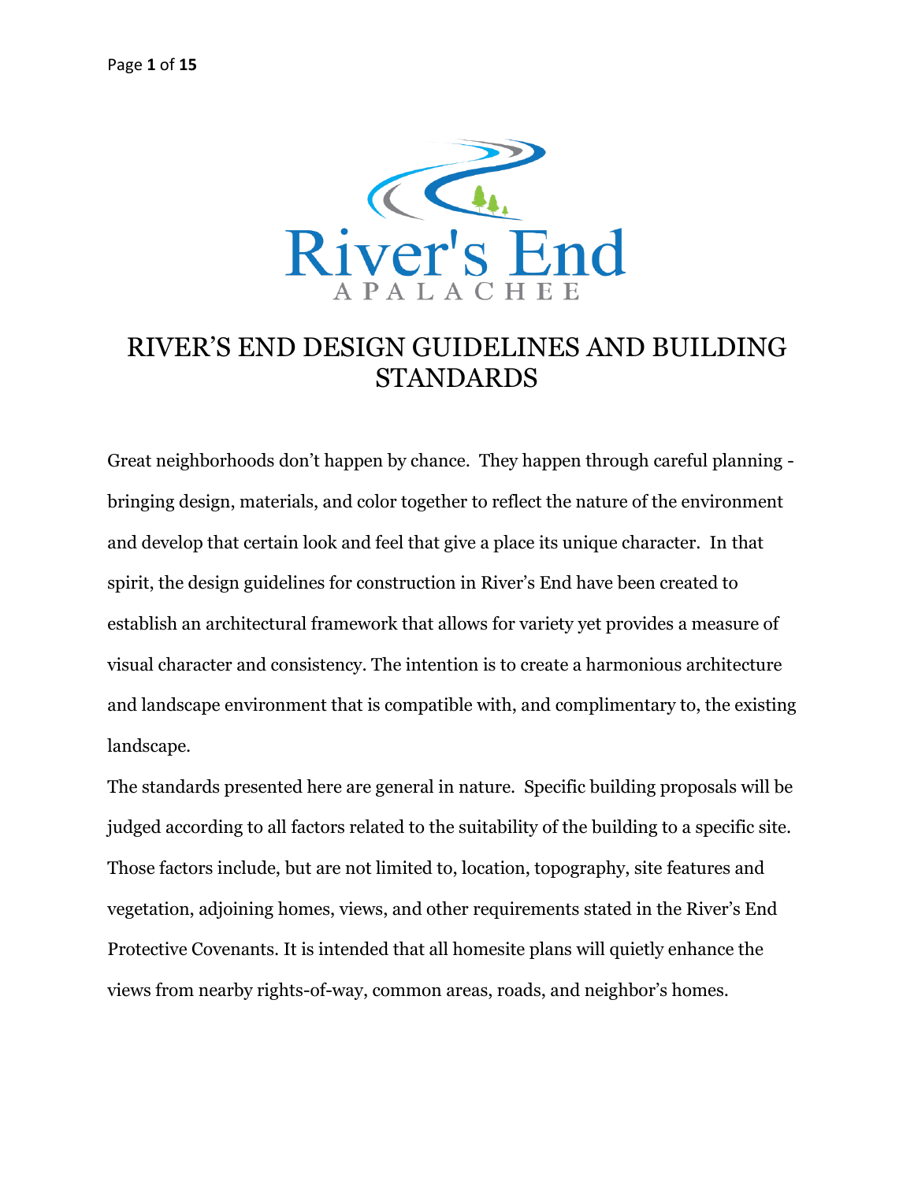River's End

APALACHEE

# RIVER'S END DESIGN GUIDELINES AND BUILDING STANDARDS

Great neighborhoods don't happen by chance. They happen through careful planning - bringing design, materials, and color together to reflect the nature of the environment and develop that certain look and feel that give a place its unique character. In that spirit, the design guidelines for construction in River's End have been created to establish an architectural framework that allows for variety yet provides a measure of visual character and consistency. The intention is to create a harmonious architecture and landscape environment that is compatible with, and complimentary to, the existing landscape.

The standards presented here are general in nature. Specific building proposals will be judged according to all factors related to the suitability of the building to a specific site. Those factors include, but are not limited to, location, topography, site features and vegetation, adjoining homes, views, and other requirements stated in the River's End Protective Covenants. It is intended that all homesite plans will quietly enhance the views from nearby rights-of-way, common areas, roads, and neighbor's homes.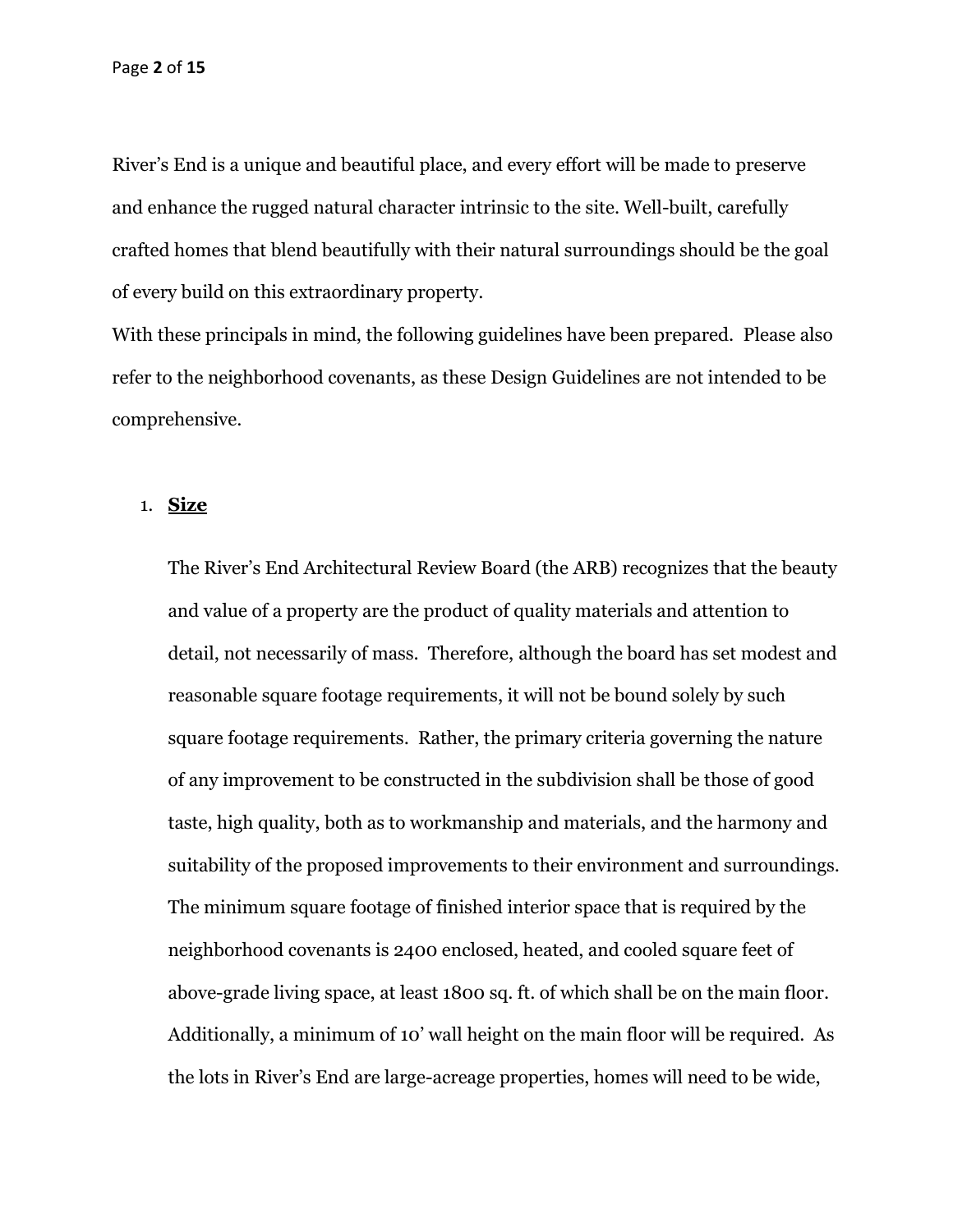River's End is a unique and beautiful place, and every effort will be made to preserve and enhance the rugged natural character intrinsic to the site. Well-built, carefully crafted homes that blend beautifully with their natural surroundings should be the goal of every build on this extraordinary property.

With these principals in mind, the following guidelines have been prepared. Please also refer to the neighborhood covenants, as these Design Guidelines are not intended to be comprehensive.

1. **Size**

   The River's End Architectural Review Board (the ARB) recognizes that the beauty and value of a property are the product of quality materials and attention to detail, not necessarily of mass. Therefore, although the board has set modest and reasonable square footage requirements, it will not be bound solely by such square footage requirements. Rather, the primary criteria governing the nature of any improvement to be constructed in the subdivision shall be those of good taste, high quality, both as to workmanship and materials, and the harmony and suitability of the proposed improvements to their environment and surroundings. The minimum square footage of finished interior space that is required by the neighborhood covenants is 2400 enclosed, heated, and cooled square feet of above-grade living space, at least 1800 sq. ft. of which shall be on the main floor. Additionally, a minimum of 10' wall height on the main floor will be required. As the lots in River's End are large-acreage properties, homes will need to be wide,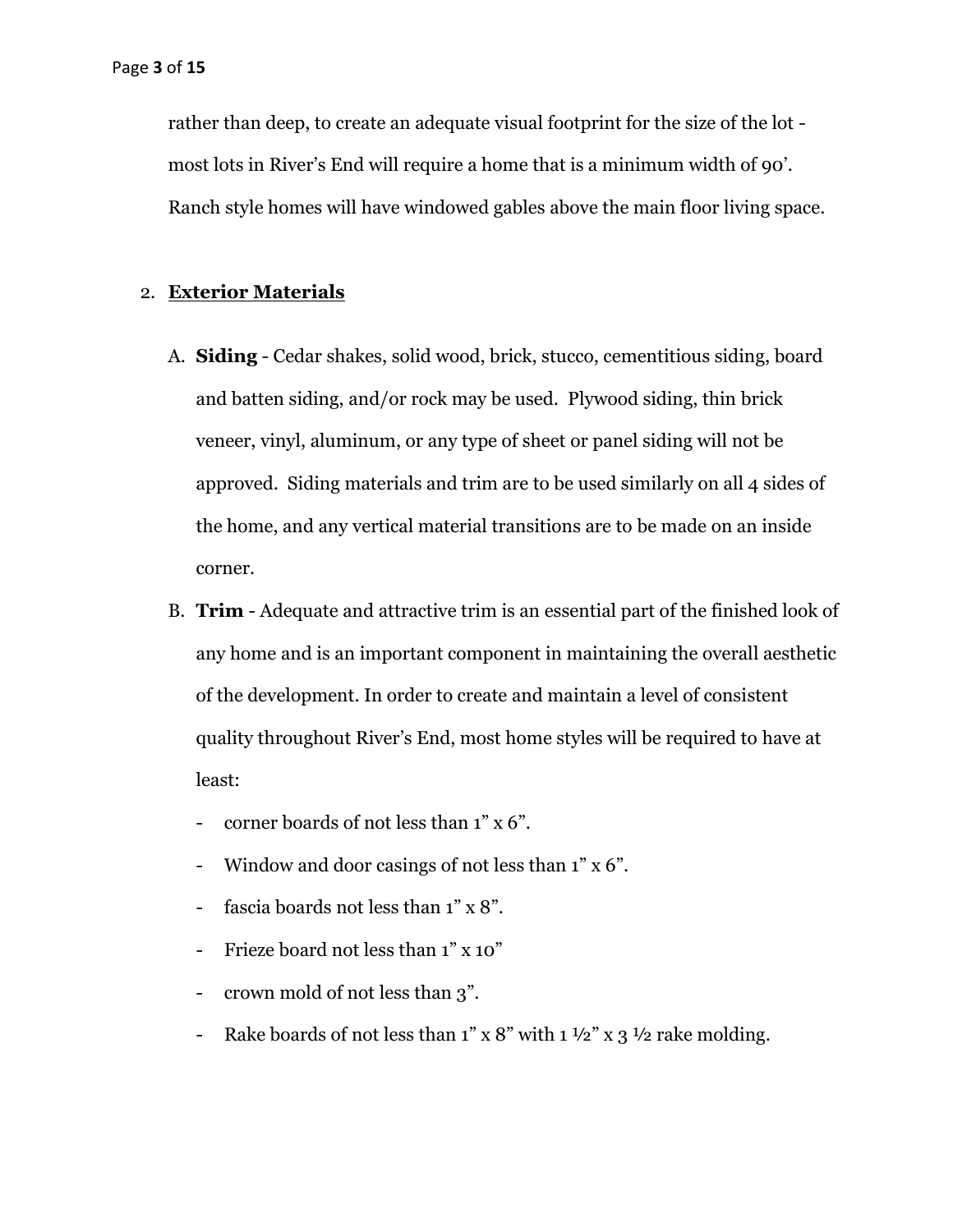rather than deep, to create an adequate visual footprint for the size of the lot - most lots in River's End will require a home that is a minimum width of 90'. Ranch style homes will have windowed gables above the main floor living space.

2. **Exterior Materials**

   A. **Siding** - Cedar shakes, solid wood, brick, stucco, cementitious siding, board and batten siding, and/or rock may be used. Plywood siding, thin brick veneer, vinyl, aluminum, or any type of sheet or panel siding will not be approved. Siding materials and trim are to be used similarly on all 4 sides of the home, and any vertical material transitions are to be made on an inside corner.

   B. **Trim** - Adequate and attractive trim is an essential part of the finished look of any home and is an important component in maintaining the overall aesthetic of the development. In order to create and maintain a level of consistent quality throughout River's End, most home styles will be required to have at least:

      - corner boards of not less than 1" x 6".
      - Window and door casings of not less than 1" x 6".
      - fascia boards not less than 1" x 8".
      - Frieze board not less than 1" x 10"
      - crown mold of not less than 3".
      - Rake boards of not less than 1" x 8" with 1 ½" x 3 ½ rake molding.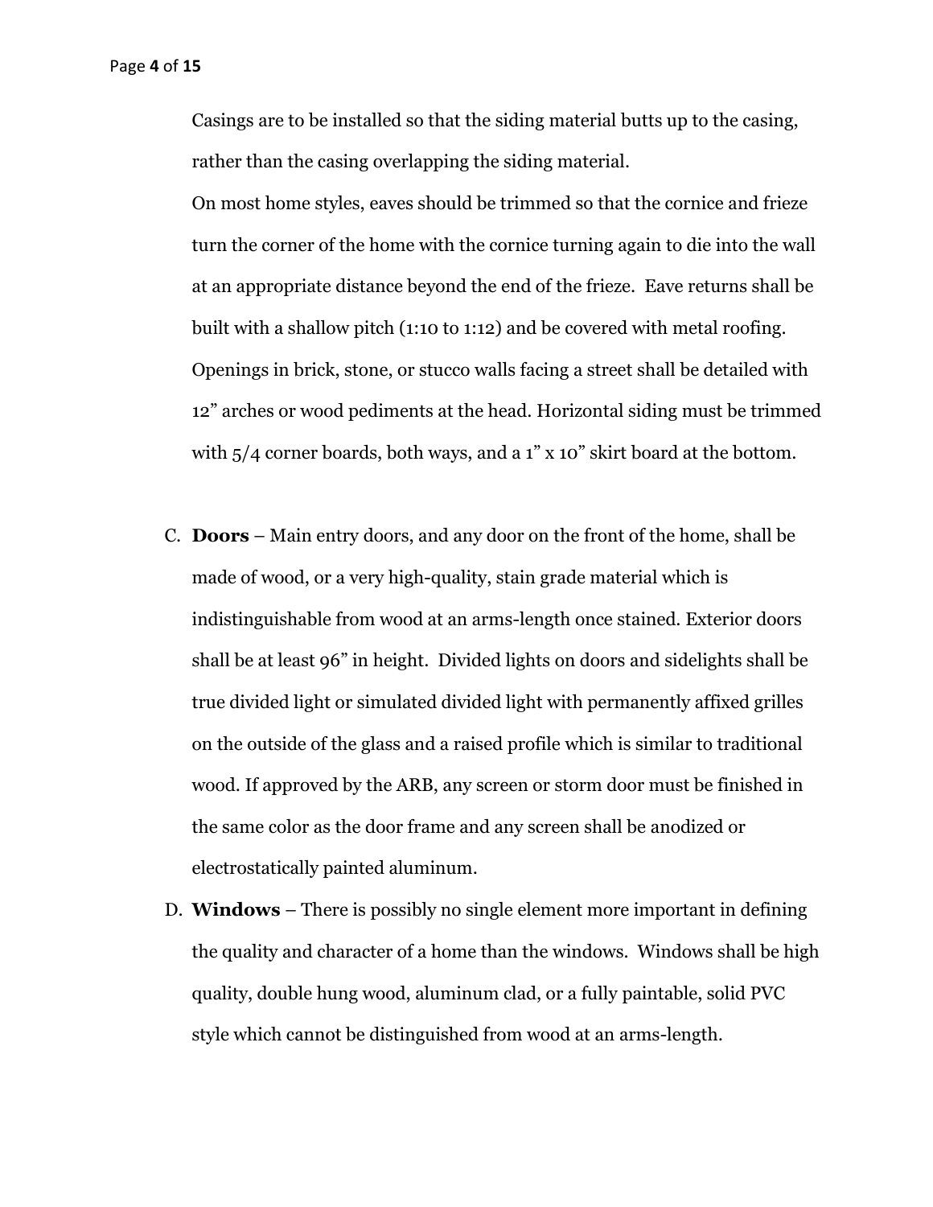Casings are to be installed so that the siding material butts up to the casing, rather than the casing overlapping the siding material.

On most home styles, eaves should be trimmed so that the cornice and frieze turn the corner of the home with the cornice turning again to die into the wall at an appropriate distance beyond the end of the frieze. Eave returns shall be built with a shallow pitch (1:10 to 1:12) and be covered with metal roofing. Openings in brick, stone, or stucco walls facing a street shall be detailed with 12" arches or wood pediments at the head. Horizontal siding must be trimmed with 5/4 corner boards, both ways, and a 1" x 10" skirt board at the bottom.

C. **Doors** – Main entry doors, and any door on the front of the home, shall be made of wood, or a very high-quality, stain grade material which is indistinguishable from wood at an arms-length once stained. Exterior doors shall be at least 96" in height. Divided lights on doors and sidelights shall be true divided light or simulated divided light with permanently affixed grilles on the outside of the glass and a raised profile which is similar to traditional wood. If approved by the ARB, any screen or storm door must be finished in the same color as the door frame and any screen shall be anodized or electrostatically painted aluminum.

D. **Windows** – There is possibly no single element more important in defining the quality and character of a home than the windows. Windows shall be high quality, double hung wood, aluminum clad, or a fully paintable, solid PVC style which cannot be distinguished from wood at an arms-length.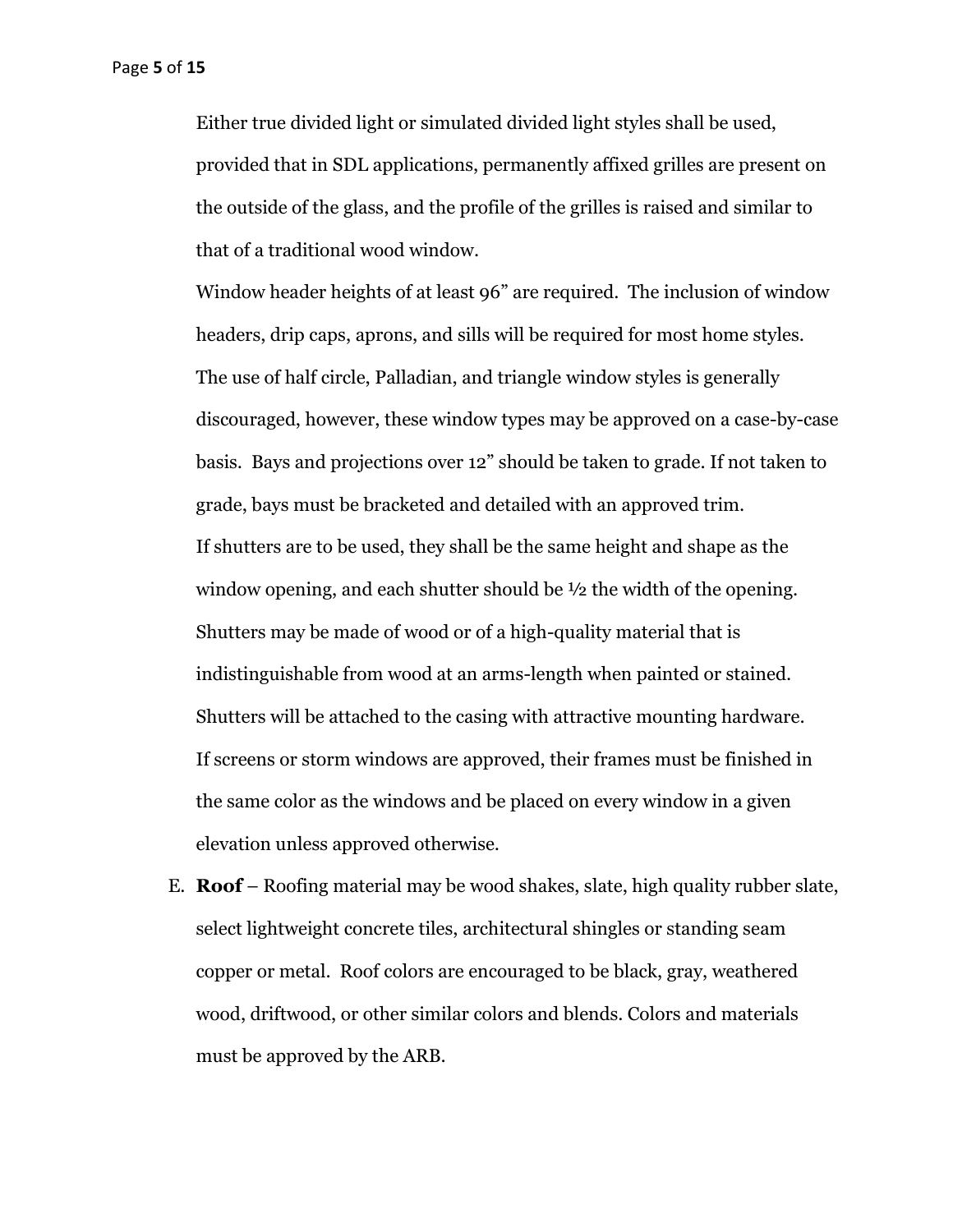Either true divided light or simulated divided light styles shall be used, provided that in SDL applications, permanently affixed grilles are present on the outside of the glass, and the profile of the grilles is raised and similar to that of a traditional wood window.

Window header heights of at least 96” are required. The inclusion of window headers, drip caps, aprons, and sills will be required for most home styles. The use of half circle, Palladian, and triangle window styles is generally discouraged, however, these window types may be approved on a case-by-case basis. Bays and projections over 12” should be taken to grade. If not taken to grade, bays must be bracketed and detailed with an approved trim.

If shutters are to be used, they shall be the same height and shape as the window opening, and each shutter should be ½ the width of the opening. Shutters may be made of wood or of a high-quality material that is indistinguishable from wood at an arms-length when painted or stained. Shutters will be attached to the casing with attractive mounting hardware.

If screens or storm windows are approved, their frames must be finished in the same color as the windows and be placed on every window in a given elevation unless approved otherwise.

E. **Roof** – Roofing material may be wood shakes, slate, high quality rubber slate, select lightweight concrete tiles, architectural shingles or standing seam copper or metal. Roof colors are encouraged to be black, gray, weathered wood, driftwood, or other similar colors and blends. Colors and materials must be approved by the ARB.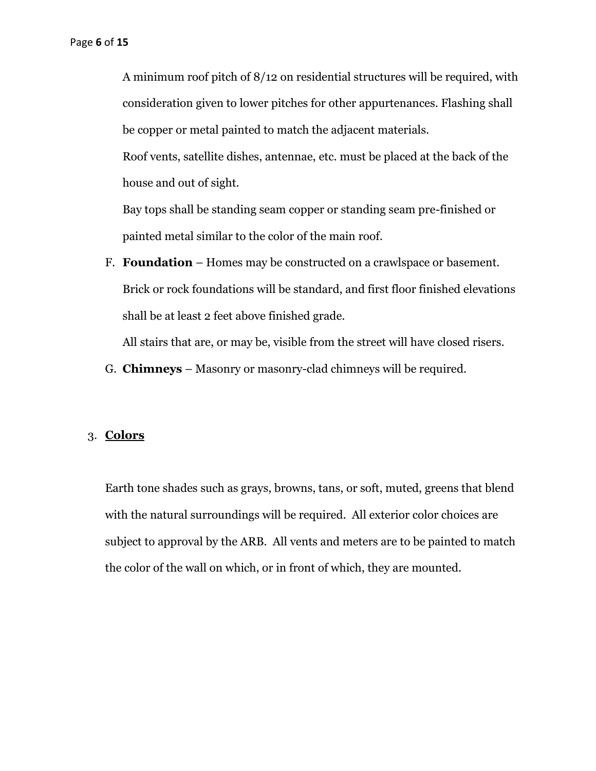A minimum roof pitch of 8/12 on residential structures will be required, with consideration given to lower pitches for other appurtenances. Flashing shall be copper or metal painted to match the adjacent materials.

Roof vents, satellite dishes, antennae, etc. must be placed at the back of the house and out of sight.

Bay tops shall be standing seam copper or standing seam pre-finished or painted metal similar to the color of the main roof.

F. **Foundation** – Homes may be constructed on a crawlspace or basement. Brick or rock foundations will be standard, and first floor finished elevations shall be at least 2 feet above finished grade.

   All stairs that are, or may be, visible from the street will have closed risers.

G. **Chimneys** – Masonry or masonry-clad chimneys will be required.

3. **<u>Colors</u>**

Earth tone shades such as grays, browns, tans, or soft, muted, greens that blend with the natural surroundings will be required. All exterior color choices are subject to approval by the ARB. All vents and meters are to be painted to match the color of the wall on which, or in front of which, they are mounted.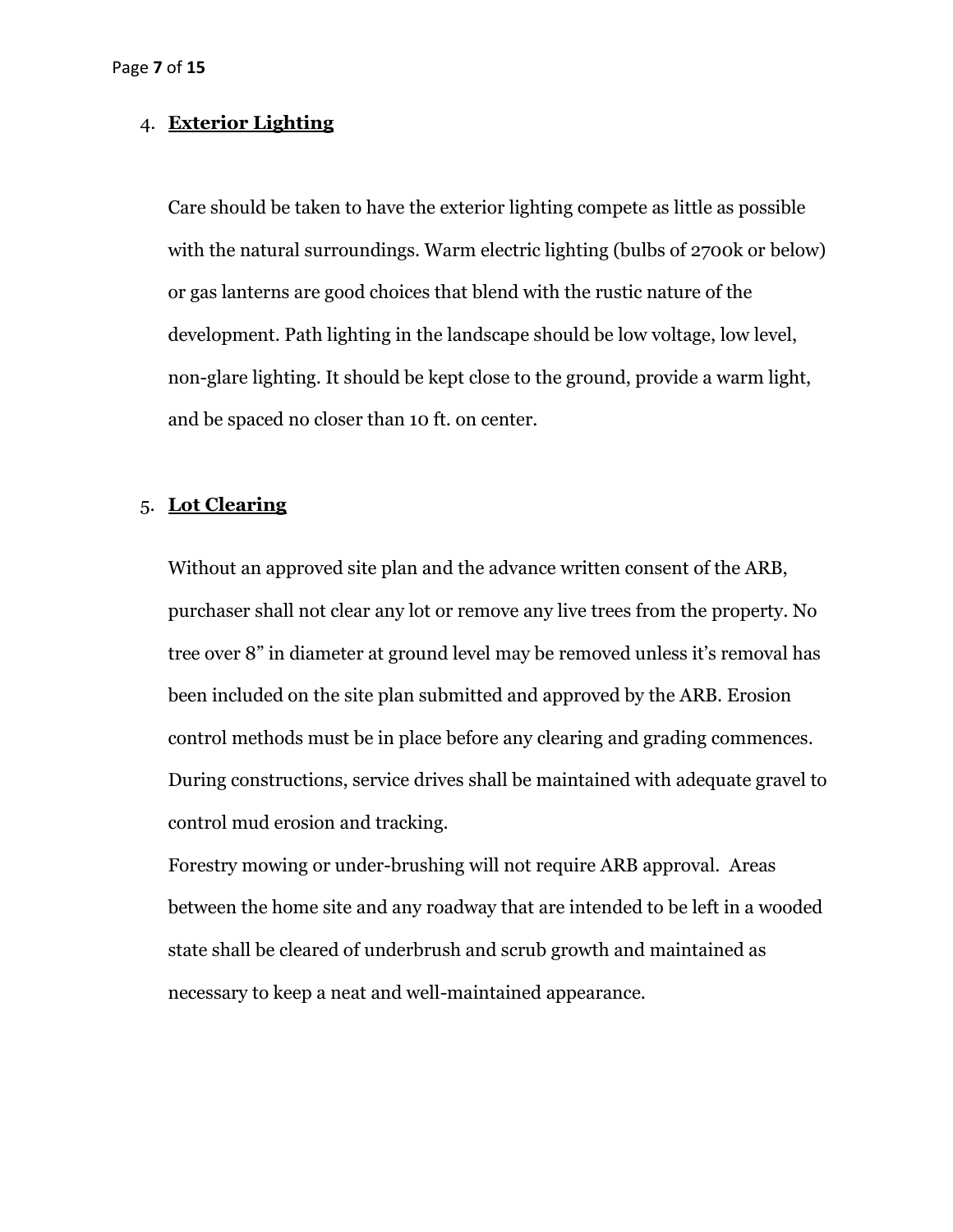4. **Exterior Lighting**

   Care should be taken to have the exterior lighting compete as little as possible with the natural surroundings. Warm electric lighting (bulbs of 2700k or below) or gas lanterns are good choices that blend with the rustic nature of the development. Path lighting in the landscape should be low voltage, low level, non-glare lighting. It should be kept close to the ground, provide a warm light, and be spaced no closer than 10 ft. on center.

5. **Lot Clearing**

   Without an approved site plan and the advance written consent of the ARB, purchaser shall not clear any lot or remove any live trees from the property. No tree over 8" in diameter at ground level may be removed unless it's removal has been included on the site plan submitted and approved by the ARB. Erosion control methods must be in place before any clearing and grading commences. During constructions, service drives shall be maintained with adequate gravel to control mud erosion and tracking.

   Forestry mowing or under-brushing will not require ARB approval. Areas between the home site and any roadway that are intended to be left in a wooded state shall be cleared of underbrush and scrub growth and maintained as necessary to keep a neat and well-maintained appearance.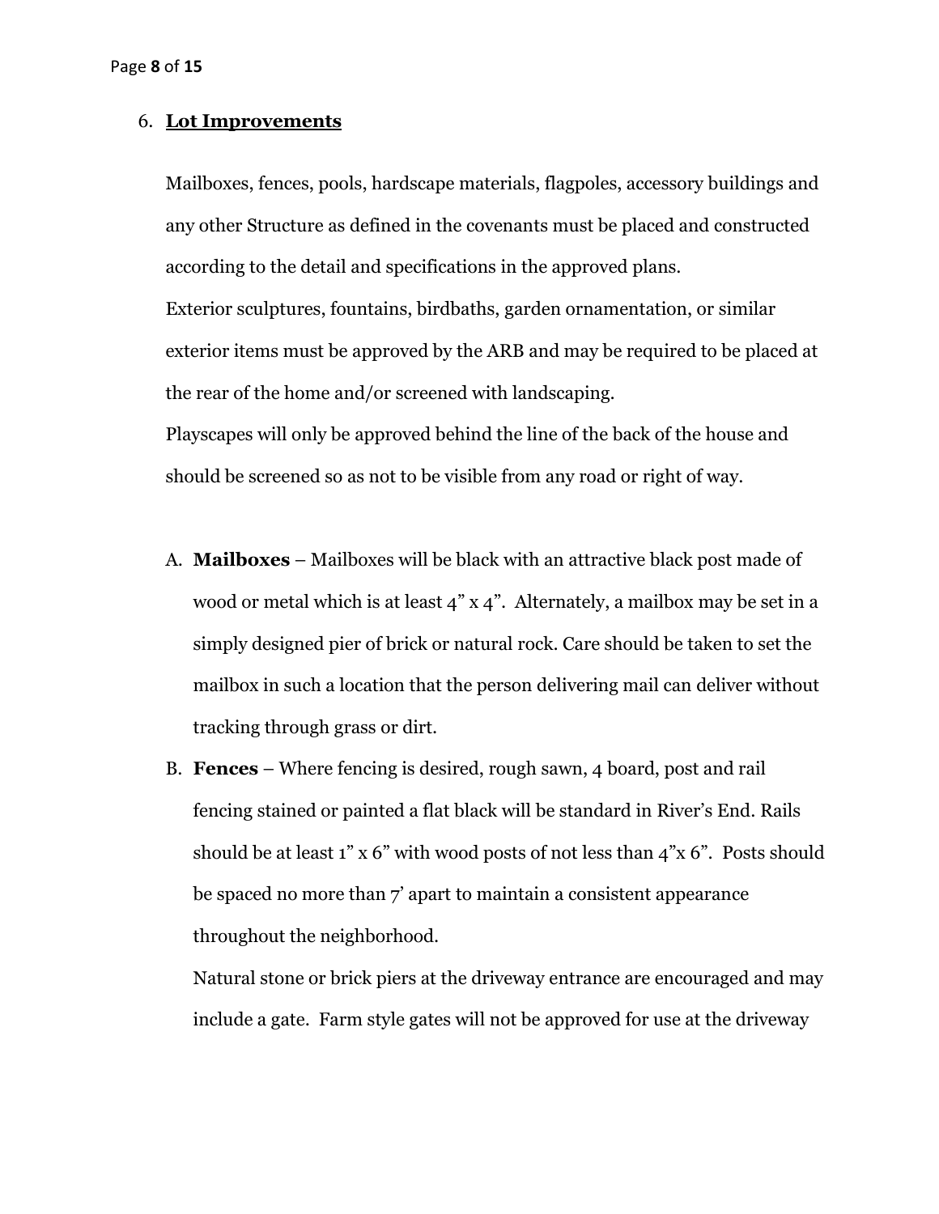6. **Lot Improvements**

   Mailboxes, fences, pools, hardscape materials, flagpoles, accessory buildings and any other Structure as defined in the covenants must be placed and constructed according to the detail and specifications in the approved plans.
   Exterior sculptures, fountains, birdbaths, garden ornamentation, or similar exterior items must be approved by the ARB and may be required to be placed at the rear of the home and/or screened with landscaping.
   Playscapes will only be approved behind the line of the back of the house and should be screened so as not to be visible from any road or right of way.

   A. **Mailboxes** – Mailboxes will be black with an attractive black post made of wood or metal which is at least 4" x 4". Alternately, a mailbox may be set in a simply designed pier of brick or natural rock. Care should be taken to set the mailbox in such a location that the person delivering mail can deliver without tracking through grass or dirt.
   B. **Fences** – Where fencing is desired, rough sawn, 4 board, post and rail fencing stained or painted a flat black will be standard in River's End. Rails should be at least 1" x 6" with wood posts of not less than 4"x 6". Posts should be spaced no more than 7' apart to maintain a consistent appearance throughout the neighborhood.
      Natural stone or brick piers at the driveway entrance are encouraged and may include a gate. Farm style gates will not be approved for use at the driveway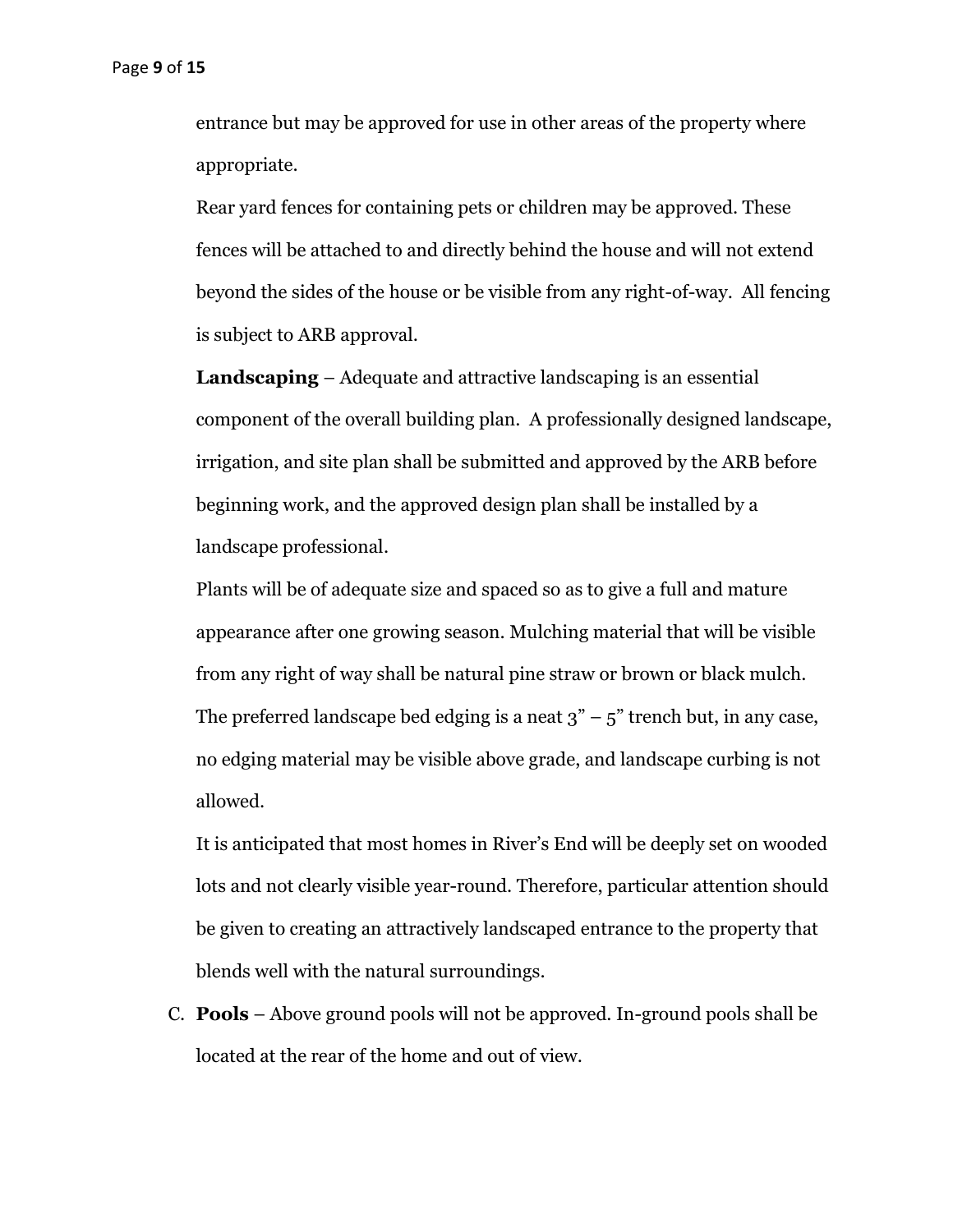entrance but may be approved for use in other areas of the property where appropriate.

Rear yard fences for containing pets or children may be approved. These fences will be attached to and directly behind the house and will not extend beyond the sides of the house or be visible from any right-of-way. All fencing is subject to ARB approval.

**Landscaping** – Adequate and attractive landscaping is an essential component of the overall building plan. A professionally designed landscape, irrigation, and site plan shall be submitted and approved by the ARB before beginning work, and the approved design plan shall be installed by a landscape professional.

Plants will be of adequate size and spaced so as to give a full and mature appearance after one growing season. Mulching material that will be visible from any right of way shall be natural pine straw or brown or black mulch. The preferred landscape bed edging is a neat 3" – 5" trench but, in any case, no edging material may be visible above grade, and landscape curbing is not allowed.

It is anticipated that most homes in River's End will be deeply set on wooded lots and not clearly visible year-round. Therefore, particular attention should be given to creating an attractively landscaped entrance to the property that blends well with the natural surroundings.

C. **Pools** – Above ground pools will not be approved. In-ground pools shall be located at the rear of the home and out of view.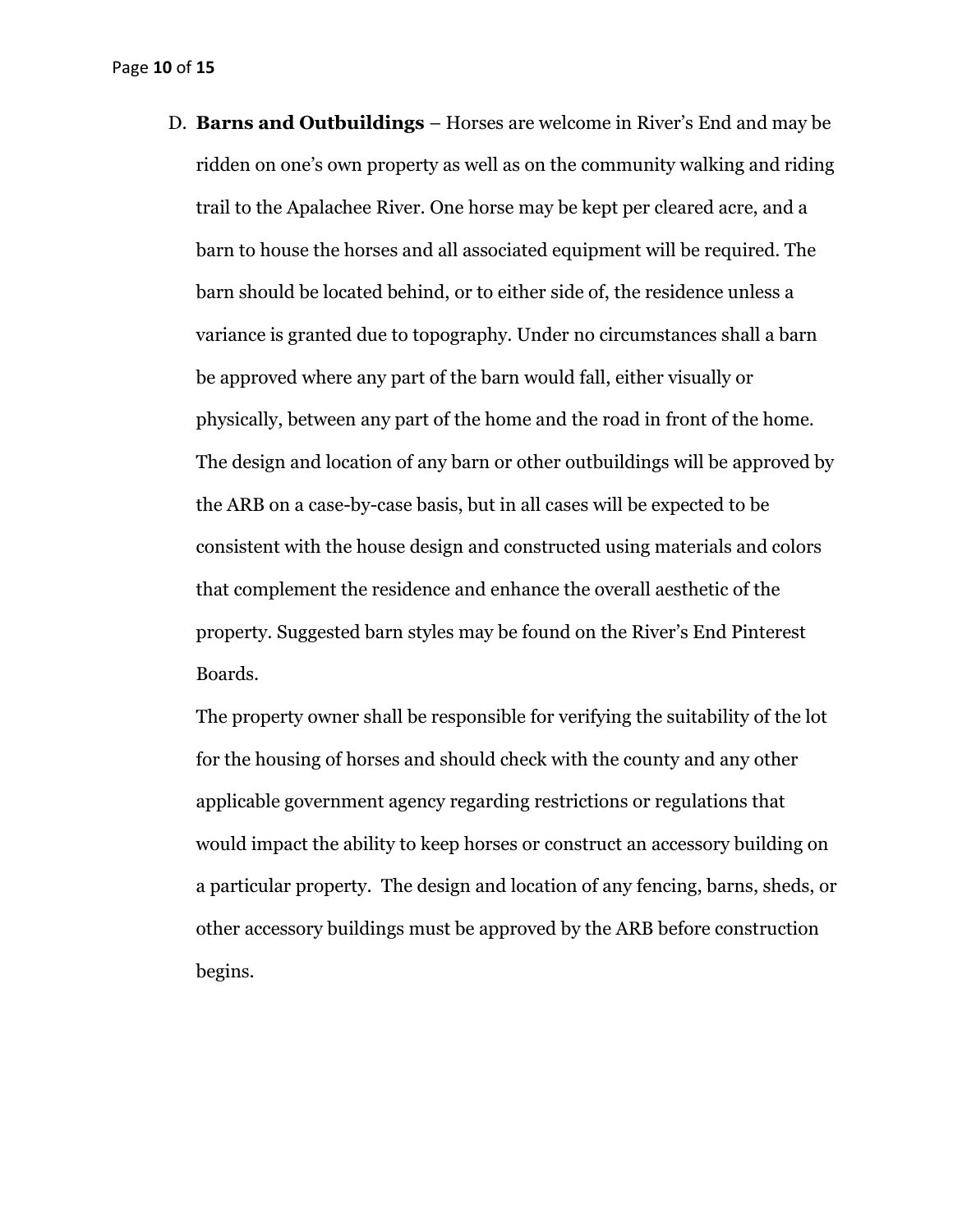D. **Barns and Outbuildings** – Horses are welcome in River's End and may be ridden on one's own property as well as on the community walking and riding trail to the Apalachee River. One horse may be kept per cleared acre, and a barn to house the horses and all associated equipment will be required. The barn should be located behind, or to either side of, the residence unless a variance is granted due to topography. Under no circumstances shall a barn be approved where any part of the barn would fall, either visually or physically, between any part of the home and the road in front of the home. The design and location of any barn or other outbuildings will be approved by the ARB on a case-by-case basis, but in all cases will be expected to be consistent with the house design and constructed using materials and colors that complement the residence and enhance the overall aesthetic of the property. Suggested barn styles may be found on the River's End Pinterest Boards.

   The property owner shall be responsible for verifying the suitability of the lot for the housing of horses and should check with the county and any other applicable government agency regarding restrictions or regulations that would impact the ability to keep horses or construct an accessory building on a particular property. The design and location of any fencing, barns, sheds, or other accessory buildings must be approved by the ARB before construction begins.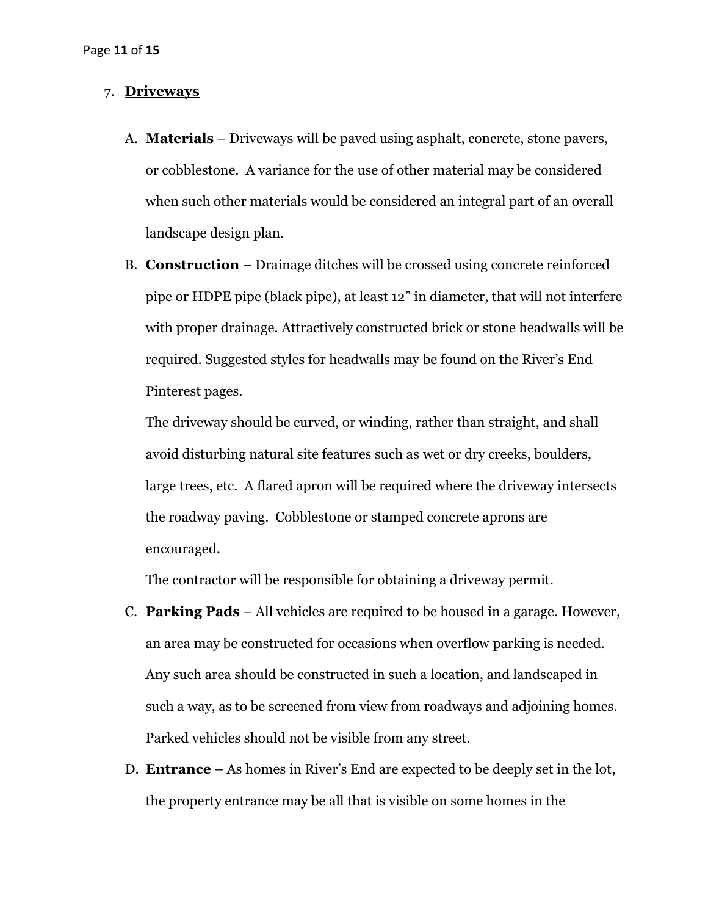## 7. **Driveways**

A. **Materials** – Driveways will be paved using asphalt, concrete, stone pavers, or cobblestone. A variance for the use of other material may be considered when such other materials would be considered an integral part of an overall landscape design plan.

B. **Construction** – Drainage ditches will be crossed using concrete reinforced pipe or HDPE pipe (black pipe), at least 12" in diameter, that will not interfere with proper drainage. Attractively constructed brick or stone headwalls will be required. Suggested styles for headwalls may be found on the River's End Pinterest pages.

   The driveway should be curved, or winding, rather than straight, and shall avoid disturbing natural site features such as wet or dry creeks, boulders, large trees, etc. A flared apron will be required where the driveway intersects the roadway paving. Cobblestone or stamped concrete aprons are encouraged.

   The contractor will be responsible for obtaining a driveway permit.

C. **Parking Pads** – All vehicles are required to be housed in a garage. However, an area may be constructed for occasions when overflow parking is needed. Any such area should be constructed in such a location, and landscaped in such a way, as to be screened from view from roadways and adjoining homes. Parked vehicles should not be visible from any street.

D. **Entrance** – As homes in River's End are expected to be deeply set in the lot, the property entrance may be all that is visible on some homes in the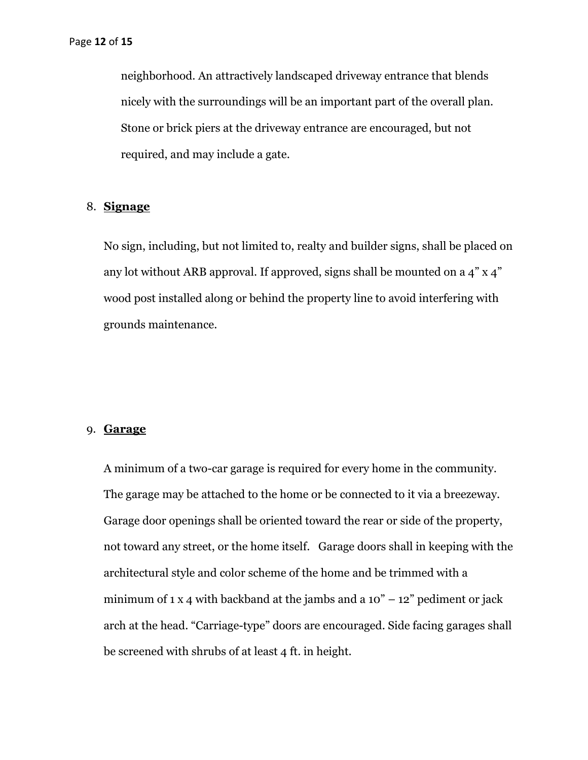neighborhood. An attractively landscaped driveway entrance that blends nicely with the surroundings will be an important part of the overall plan. Stone or brick piers at the driveway entrance are encouraged, but not required, and may include a gate.

8. **Signage**

No sign, including, but not limited to, realty and builder signs, shall be placed on any lot without ARB approval. If approved, signs shall be mounted on a 4" x 4" wood post installed along or behind the property line to avoid interfering with grounds maintenance.

9. **Garage**

A minimum of a two-car garage is required for every home in the community. The garage may be attached to the home or be connected to it via a breezeway. Garage door openings shall be oriented toward the rear or side of the property, not toward any street, or the home itself.   Garage doors shall in keeping with the architectural style and color scheme of the home and be trimmed with a minimum of 1 x 4 with backband at the jambs and a 10" – 12" pediment or jack arch at the head. "Carriage-type" doors are encouraged. Side facing garages shall be screened with shrubs of at least 4 ft. in height.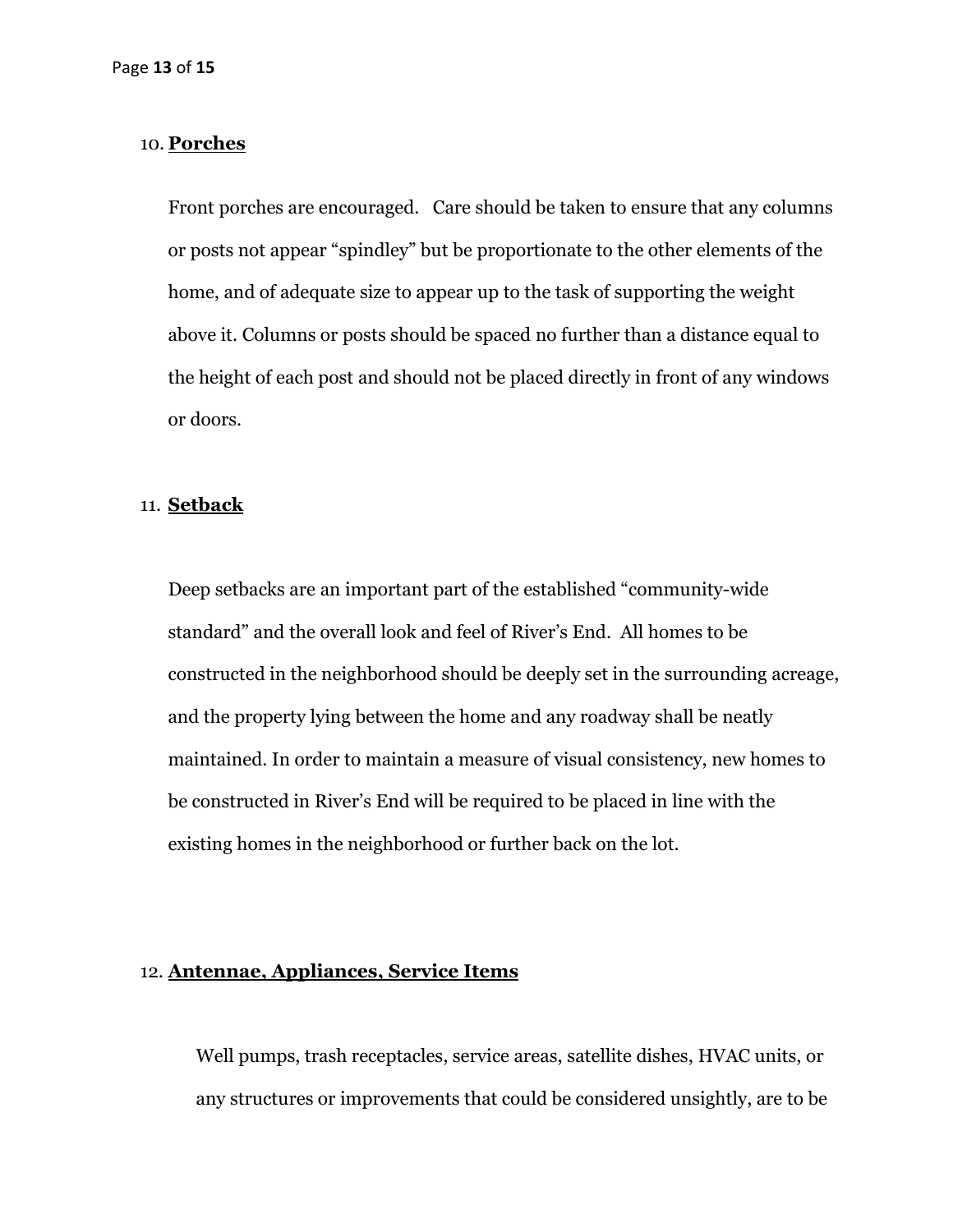10. **Porches**

Front porches are encouraged. Care should be taken to ensure that any columns or posts not appear "spindley" but be proportionate to the other elements of the home, and of adequate size to appear up to the task of supporting the weight above it. Columns or posts should be spaced no further than a distance equal to the height of each post and should not be placed directly in front of any windows or doors.

11. **Setback**

Deep setbacks are an important part of the established "community-wide standard" and the overall look and feel of River's End. All homes to be constructed in the neighborhood should be deeply set in the surrounding acreage, and the property lying between the home and any roadway shall be neatly maintained. In order to maintain a measure of visual consistency, new homes to be constructed in River's End will be required to be placed in line with the existing homes in the neighborhood or further back on the lot.

12. **Antennae, Appliances, Service Items**

Well pumps, trash receptacles, service areas, satellite dishes, HVAC units, or any structures or improvements that could be considered unsightly, are to be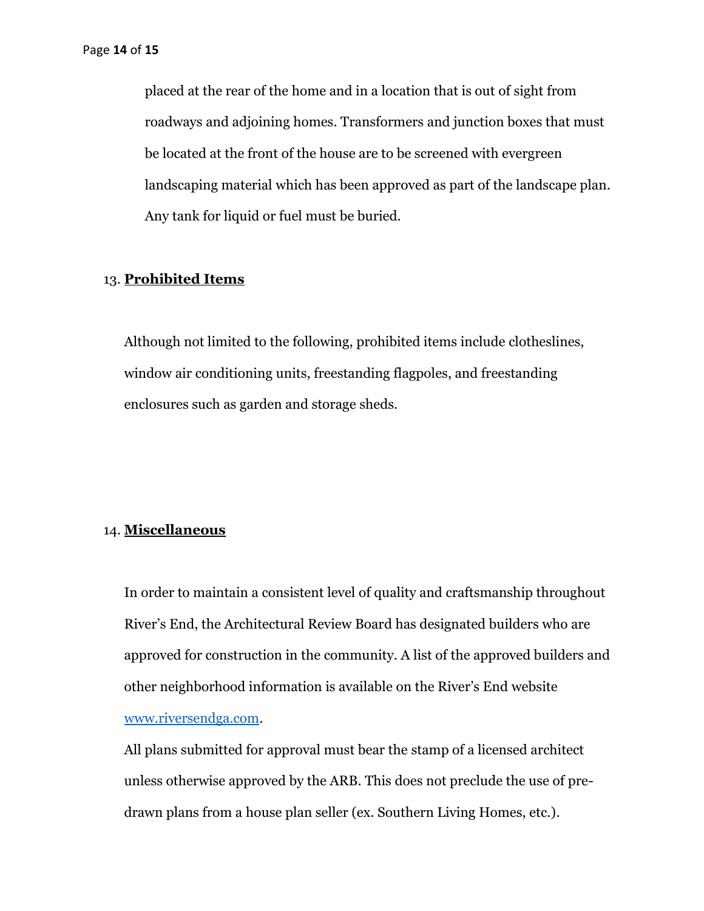placed at the rear of the home and in a location that is out of sight from roadways and adjoining homes. Transformers and junction boxes that must be located at the front of the house are to be screened with evergreen landscaping material which has been approved as part of the landscape plan. Any tank for liquid or fuel must be buried.

13. **Prohibited Items**

Although not limited to the following, prohibited items include clotheslines, window air conditioning units, freestanding flagpoles, and freestanding enclosures such as garden and storage sheds.

14. **Miscellaneous**

In order to maintain a consistent level of quality and craftsmanship throughout River's End, the Architectural Review Board has designated builders who are approved for construction in the community. A list of the approved builders and other neighborhood information is available on the River's End website [www.riversendga.com](http://www.riversendga.com).

All plans submitted for approval must bear the stamp of a licensed architect unless otherwise approved by the ARB. This does not preclude the use of pre-drawn plans from a house plan seller (ex. Southern Living Homes, etc.).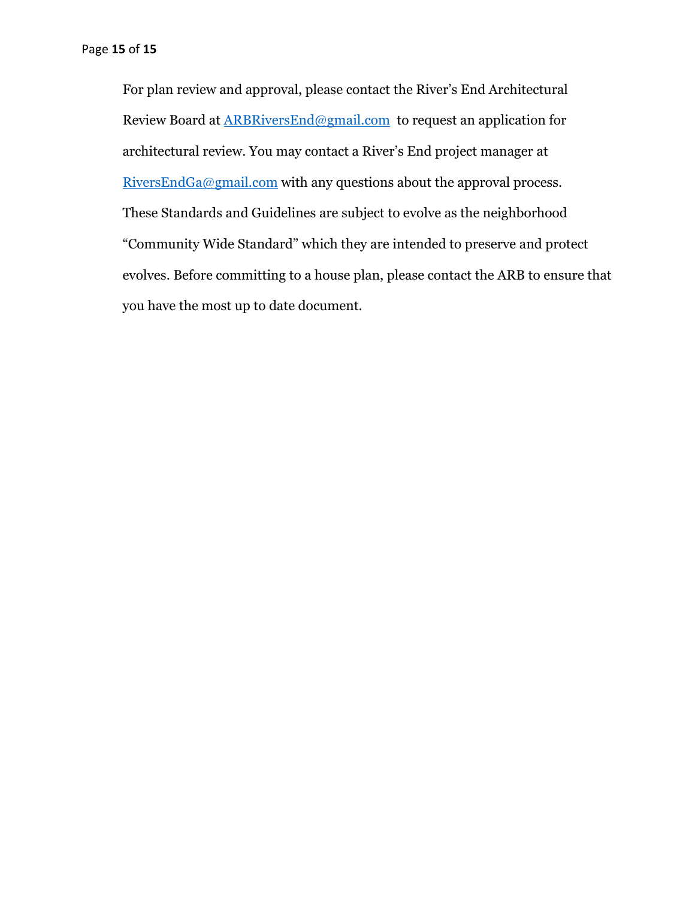For plan review and approval, please contact the River's End Architectural Review Board at ARBRiversEnd@gmail.com to request an application for architectural review. You may contact a River's End project manager at RiversEndGa@gmail.com with any questions about the approval process. These Standards and Guidelines are subject to evolve as the neighborhood "Community Wide Standard" which they are intended to preserve and protect evolves. Before committing to a house plan, please contact the ARB to ensure that you have the most up to date document.